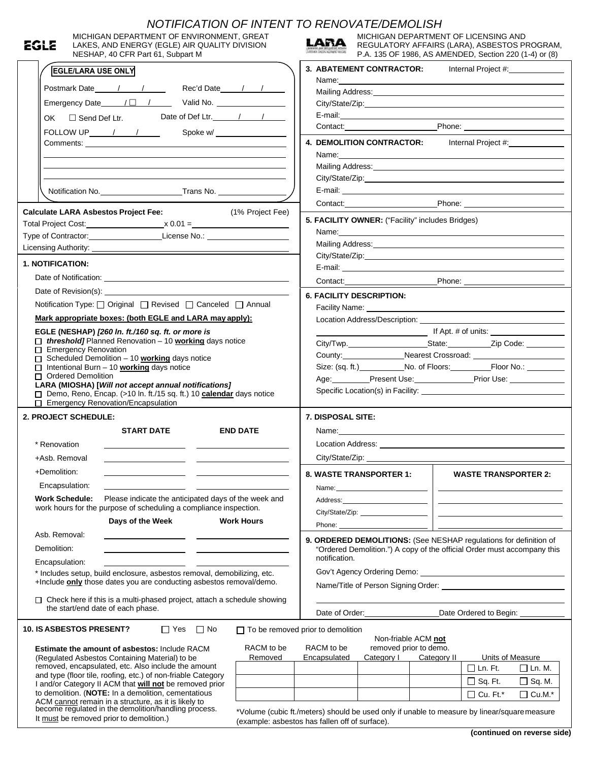# NOTIFICATION OF INTENT TO RENOVATE/DEMOLISH

**EGLE** — MICHIGAN DEPARTMENT OF ENVIRONMENT, GREAT LAKES, AND ENERGY (EGLE) AIR QUALITY DIVISION
NESHAP, 40 CFR Part 61, Subpart M

**LARA** — MICHIGAN DEPARTMENT OF LICENSING AND REGULATORY AFFAIRS (LARA), ASBESTOS PROGRAM, P.A. 135 OF 1986, AS AMENDED, Section 220 (1-4) or (8)

**EGLE/LARA USE ONLY**

Postmark Date ____/____/____ Rec'd Date ____/____/____

Emergency Date ____/ ☐ /____ Valid No. ____________

OK ☐ Send Def Ltr. Date of Def Ltr. ____/____/____

FOLLOW UP ____/____/____ Spoke w/ ____________

Comments: ______________________________

Notification No. ____________ Trans No. ____________

**Calculate LARA Asbestos Project Fee:** (1% Project Fee)

Total Project Cost: ____________ x 0.01 = ____________

Type of Contractor: ____________ License No.: ____________

Licensing Authority: ____________

## 1. NOTIFICATION:

Date of Notification: ____________

Date of Revision(s): ____________

Notification Type: ☐ Original ☐ Revised ☐ Canceled ☐ Annual

**Mark appropriate boxes: (both EGLE and LARA may apply):**

**EGLE (NESHAP) *[260 ln. ft./160 sq. ft. or more is***
- ☐ ***threshold]*** Planned Renovation – 10 **working** days notice
- ☐ Emergency Renovation
- ☐ Scheduled Demolition – 10 **working** days notice
- ☐ Intentional Burn – 10 **working** days notice
- ☐ Ordered Demolition

**LARA (MIOSHA) [*Will not accept annual notifications]***
- ☐ Demo, Reno, Encap. (>10 ln. ft./15 sq. ft.) 10 **calendar** days notice
- ☐ Emergency Renovation/Encapsulation

## 2. PROJECT SCHEDULE:

| | START DATE | END DATE |
|---|---|---|
| * Renovation | | |
| +Asb. Removal | | |
| +Demolition: | | |
| Encapsulation: | | |

**Work Schedule:** Please indicate the anticipated days of the week and work hours for the purpose of scheduling a compliance inspection.

| | Days of the Week | Work Hours |
|---|---|---|
| Asb. Removal: | | |
| Demolition: | | |
| Encapsulation: | | |

\* Includes setup, build enclosure, asbestos removal, demobilizing, etc.
+Include **only** those dates you are conducting asbestos removal/demo.

☐ Check here if this is a multi-phased project, attach a schedule showing the start/end date of each phase.

## 3. ABATEMENT CONTRACTOR: Internal Project #: ____________

Name: ____________
Mailing Address: ____________
City/State/Zip: ____________
E-mail: ____________
Contact: ____________ Phone: ____________

## 4. DEMOLITION CONTRACTOR: Internal Project #: ____________

Name: ____________
Mailing Address: ____________
City/State/Zip: ____________
E-mail: ____________
Contact: ____________ Phone: ____________

## 5. FACILITY OWNER: ("Facility" includes Bridges)

Name: ____________
Mailing Address: ____________
City/State/Zip: ____________
E-mail: ____________
Contact: ____________ Phone: ____________

## 6. FACILITY DESCRIPTION:

Facility Name: ____________
Location Address/Description: ____________
____________ If Apt. # of units: ____________
City/Twp. ____________ State: ________ Zip Code: ________
County: ____________ Nearest Crossroad: ____________
Size: (sq. ft.) ________ No. of Floors: ________ Floor No.: ________
Age: ________ Present Use: ____________ Prior Use: ____________
Specific Location(s) in Facility: ____________

## 7. DISPOSAL SITE:

Name: ____________
Location Address: ____________
City/State/Zip: ____________

## 8. WASTE TRANSPORTER 1: / WASTE TRANSPORTER 2:

| | WASTE TRANSPORTER 1 | WASTE TRANSPORTER 2 |
|---|---|---|
| Name: | | |
| Address: | | |
| City/State/Zip: | | |
| Phone: | | |

## 9. ORDERED DEMOLITIONS:

(See NESHAP regulations for definition of "Ordered Demolition.") A copy of the official Order must accompany this notification.

Gov't Agency Ordering Demo: ____________
Name/Title of Person Signing Order: ____________
____________
Date of Order: ____________ Date Ordered to Begin: ____________

## 10. IS ASBESTOS PRESENT? ☐ Yes ☐ No ☐ To be removed prior to demolition

**Estimate the amount of asbestos:** Include RACM (Regulated Asbestos Containing Material) to be removed, encapsulated, etc. Also include the amount and type (floor tile, roofing, etc.) of non-friable Category I and/or Category II ACM that **will not** be removed prior to demolition. (**NOTE:** In a demolition, cementatious ACM cannot remain in a structure, as it is likely to become regulated in the demolition/handling process. It must be removed prior to demolition.)

| RACM to be Removed | RACM to be Encapsulated | Non-friable ACM **not** removed prior to demo. Category I | Category II | Units of Measure |
|---|---|---|---|---|
| | | | | ☐ Ln. Ft. ☐ Ln. M. |
| | | | | ☐ Sq. Ft. ☐ Sq. M. |
| | | | | ☐ Cu. Ft.* ☐ Cu.M.* |

\*Volume (cubic ft./meters) should be used only if unable to measure by linear/square measure (example: asbestos has fallen off of surface).

**(continued on reverse side)**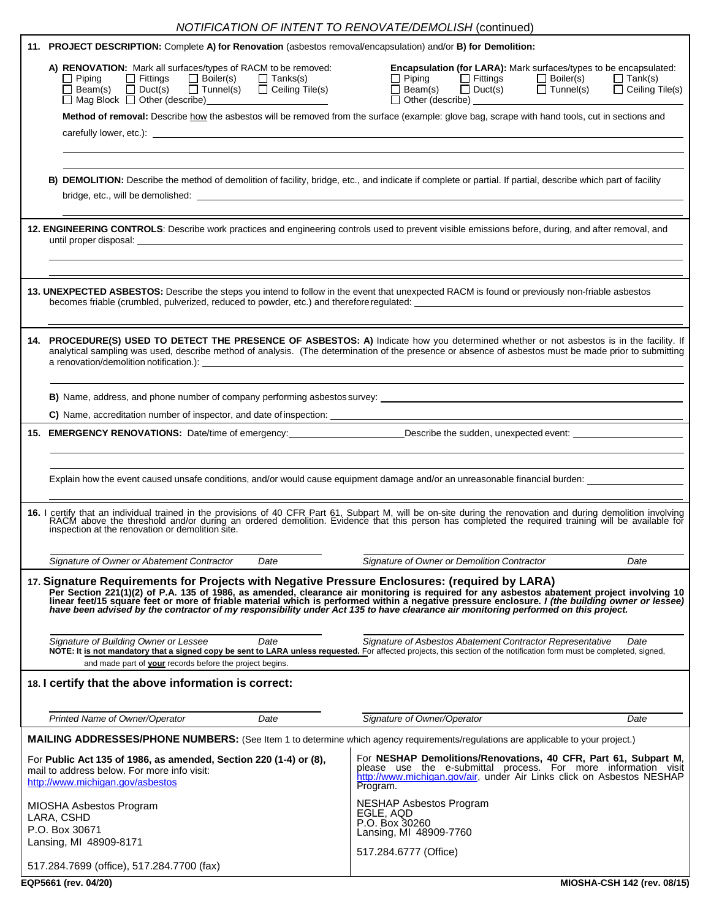*NOTIFICATION OF INTENT TO RENOVATE/DEMOLISH* (continued)

**11. PROJECT DESCRIPTION:** Complete **A) for Renovation** (asbestos removal/encapsulation) and/or **B) for Demolition:**

**A) RENOVATION:** Mark all surfaces/types of RACM to be removed:
☐ Piping ☐ Fittings ☐ Boiler(s) ☐ Tanks(s)
☐ Beam(s) ☐ Duct(s) ☐ Tunnel(s) ☐ Ceiling Tile(s)
☐ Mag Block ☐ Other (describe) ______________________

**Encapsulation (for LARA):** Mark surfaces/types to be encapsulated:
☐ Piping ☐ Fittings ☐ Boiler(s) ☐ Tank(s)
☐ Beam(s) ☐ Duct(s) ☐ Tunnel(s) ☐ Ceiling Tile(s)
☐ Other (describe) ______________________

**Method of removal:** Describe how the asbestos will be removed from the surface (example: glove bag, scrape with hand tools, cut in sections and carefully lower, etc.): ______________________

**B) DEMOLITION:** Describe the method of demolition of facility, bridge, etc., and indicate if complete or partial. If partial, describe which part of facility bridge, etc., will be demolished: ______________________

**12. ENGINEERING CONTROLS**: Describe work practices and engineering controls used to prevent visible emissions before, during, and after removal, and until proper disposal: ______________________

**13. UNEXPECTED ASBESTOS:** Describe the steps you intend to follow in the event that unexpected RACM is found or previously non-friable asbestos becomes friable (crumbled, pulverized, reduced to powder, etc.) and therefore regulated: ______________________

**14. PROCEDURE(S) USED TO DETECT THE PRESENCE OF ASBESTOS: A)** Indicate how you determined whether or not asbestos is in the facility. If analytical sampling was used, describe method of analysis. (The determination of the presence or absence of asbestos must be made prior to submitting a renovation/demolition notification.): ______________________

**B)** Name, address, and phone number of company performing asbestos survey: ______________________

**C)** Name, accreditation number of inspector, and date of inspection: ______________________

**15. EMERGENCY RENOVATIONS:** Date/time of emergency: ____________ Describe the sudden, unexpected event: ______________________

Explain how the event caused unsafe conditions, and/or would cause equipment damage and/or an unreasonable financial burden: ______________________

**16.** I certify that an individual trained in the provisions of 40 CFR Part 61, Subpart M, will be on-site during the renovation and during demolition involving RACM above the threshold and/or during an ordered demolition. Evidence that this person has completed the required training will be available for inspection at the renovation or demolition site.

______________________ *Signature of Owner or Abatement Contractor* *Date*

______________________ *Signature of Owner or Demolition Contractor* *Date*

**17. Signature Requirements for Projects with Negative Pressure Enclosures: (required by LARA)**
**Per Section 221(1)(2) of P.A. 135 of 1986, as amended, clearance air monitoring is required for any asbestos abatement project involving 10 linear feet/15 square feet or more of friable material which is performed within a negative pressure enclosure.** ***I (the building owner or lessee) have been advised by the contractor of my responsibility under Act 135 to have clearance air monitoring performed on this project.***

______________________ *Signature of Building Owner or Lessee* *Date*

______________________ *Signature of Asbestos Abatement Contractor Representative* *Date*

**NOTE: It is not mandatory that a signed copy be sent to LARA unless requested.** For affected projects, this section of the notification form must be completed, signed, and made part of **your** records before the project begins.

**18. I certify that the above information is correct:**

______________________ *Printed Name of Owner/Operator* *Date*

______________________ *Signature of Owner/Operator* *Date*

**MAILING ADDRESSES/PHONE NUMBERS:** (See Item 1 to determine which agency requirements/regulations are applicable to your project.)

For **Public Act 135 of 1986, as amended, Section 220 (1-4) or (8),** mail to address below. For more info visit: http://www.michigan.gov/asbestos

MIOSHA Asbestos Program
LARA, CSHD
P.O. Box 30671
Lansing, MI 48909-8171

517.284.7699 (office), 517.284.7700 (fax)

For **NESHAP Demolitions/Renovations, 40 CFR, Part 61, Subpart M**, please use the e-submittal process. For more information visit http://www.michigan.gov/air, under Air Links click on Asbestos NESHAP Program.

NESHAP Asbestos Program
EGLE, AQD
P.O. Box 30260
Lansing, MI 48909-7760

517.284.6777 (Office)

**EQP5661 (rev. 04/20)** **MIOSHA-CSH 142 (rev. 08/15)**